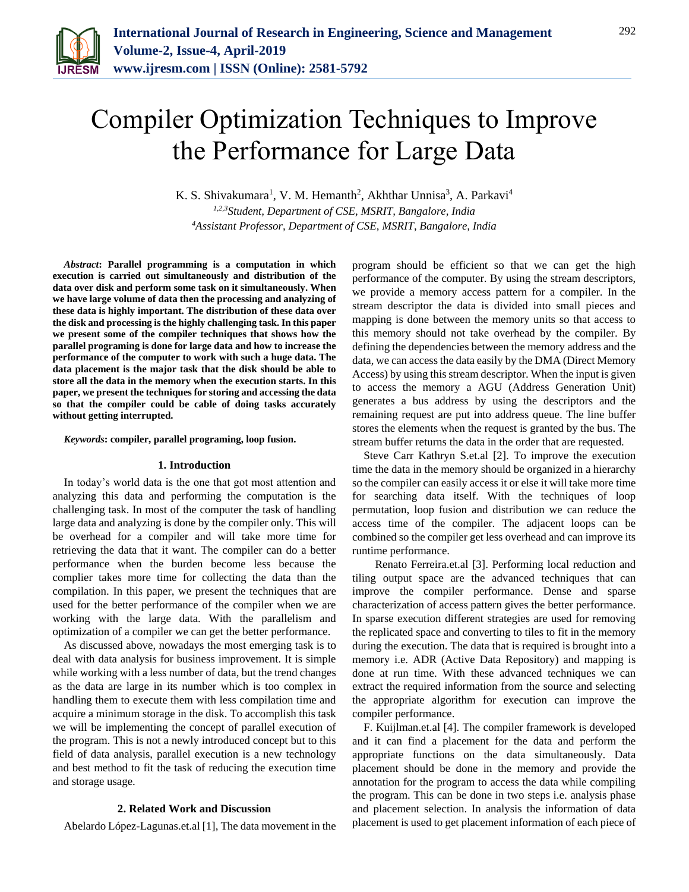# Compiler Optimization Techniques to Improve the Performance for Large Data

K. S. Shivakumara[1], V. M. Hemanth[2], Akhthar Unnisa[3], A. Parkavi[4]

[1,2,3]*Student, Department of CSE, MSRIT, Bangalore, India*

[4]*Assistant Professor, Department of CSE, MSRIT, Bangalore, India*

***Abstract*: Parallel programming is a computation in which execution is carried out simultaneously and distribution of the data over disk and perform some task on it simultaneously. When we have large volume of data then the processing and analyzing of these data is highly important. The distribution of these data over the disk and processing is the highly challenging task. In this paper we present some of the compiler techniques that shows how the parallel programing is done for large data and how to increase the performance of the computer to work with such a huge data. The data placement is the major task that the disk should be able to store all the data in the memory when the execution starts. In this paper, we present the techniques for storing and accessing the data so that the compiler could be cable of doing tasks accurately without getting interrupted.**

***Keywords*: compiler, parallel programing, loop fusion.**

## 1. Introduction

In today's world data is the one that got most attention and analyzing this data and performing the computation is the challenging task. In most of the computer the task of handling large data and analyzing is done by the compiler only. This will be overhead for a compiler and will take more time for retrieving the data that it want. The compiler can do a better performance when the burden become less because the complier takes more time for collecting the data than the compilation. In this paper, we present the techniques that are used for the better performance of the compiler when we are working with the large data. With the parallelism and optimization of a compiler we can get the better performance.

As discussed above, nowadays the most emerging task is to deal with data analysis for business improvement. It is simple while working with a less number of data, but the trend changes as the data are large in its number which is too complex in handling them to execute them with less compilation time and acquire a minimum storage in the disk. To accomplish this task we will be implementing the concept of parallel execution of the program. This is not a newly introduced concept but to this field of data analysis, parallel execution is a new technology and best method to fit the task of reducing the execution time and storage usage.

## 2. Related Work and Discussion

Abelardo López-Lagunas.et.al [1], The data movement in the program should be efficient so that we can get the high performance of the computer. By using the stream descriptors, we provide a memory access pattern for a compiler. In the stream descriptor the data is divided into small pieces and mapping is done between the memory units so that access to this memory should not take overhead by the compiler. By defining the dependencies between the memory address and the data, we can access the data easily by the DMA (Direct Memory Access) by using this stream descriptor. When the input is given to access the memory a AGU (Address Generation Unit) generates a bus address by using the descriptors and the remaining request are put into address queue. The line buffer stores the elements when the request is granted by the bus. The stream buffer returns the data in the order that are requested.

Steve Carr Kathryn S.et.al [2]. To improve the execution time the data in the memory should be organized in a hierarchy so the compiler can easily access it or else it will take more time for searching data itself. With the techniques of loop permutation, loop fusion and distribution we can reduce the access time of the compiler. The adjacent loops can be combined so the compiler get less overhead and can improve its runtime performance.

Renato Ferreira.et.al [3]. Performing local reduction and tiling output space are the advanced techniques that can improve the compiler performance. Dense and sparse characterization of access pattern gives the better performance. In sparse execution different strategies are used for removing the replicated space and converting to tiles to fit in the memory during the execution. The data that is required is brought into a memory i.e. ADR (Active Data Repository) and mapping is done at run time. With these advanced techniques we can extract the required information from the source and selecting the appropriate algorithm for execution can improve the compiler performance.

F. Kuijlman.et.al [4]. The compiler framework is developed and it can find a placement for the data and perform the appropriate functions on the data simultaneously. Data placement should be done in the memory and provide the annotation for the program to access the data while compiling the program. This can be done in two steps i.e. analysis phase and placement selection. In analysis the information of data placement is used to get placement information of each piece of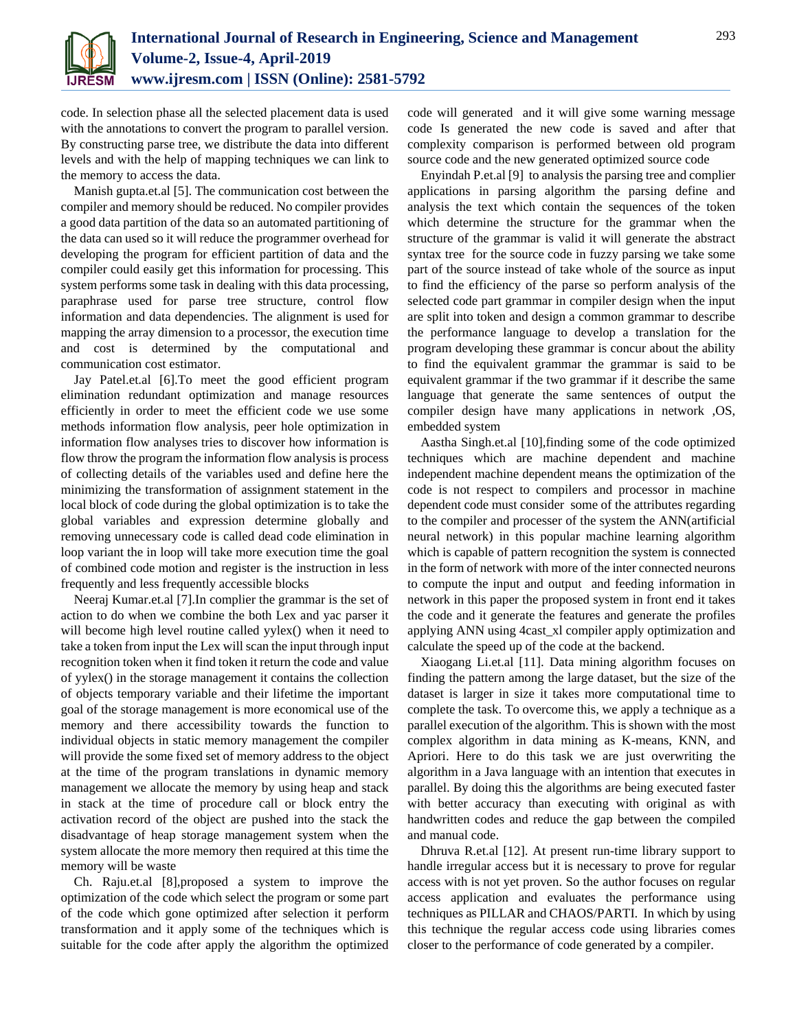code. In selection phase all the selected placement data is used with the annotations to convert the program to parallel version. By constructing parse tree, we distribute the data into different levels and with the help of mapping techniques we can link to the memory to access the data.

Manish gupta.et.al [5]. The communication cost between the compiler and memory should be reduced. No compiler provides a good data partition of the data so an automated partitioning of the data can used so it will reduce the programmer overhead for developing the program for efficient partition of data and the compiler could easily get this information for processing. This system performs some task in dealing with this data processing, paraphrase used for parse tree structure, control flow information and data dependencies. The alignment is used for mapping the array dimension to a processor, the execution time and cost is determined by the computational and communication cost estimator.

Jay Patel.et.al [6].To meet the good efficient program elimination redundant optimization and manage resources efficiently in order to meet the efficient code we use some methods information flow analysis, peer hole optimization in information flow analyses tries to discover how information is flow throw the program the information flow analysis is process of collecting details of the variables used and define here the minimizing the transformation of assignment statement in the local block of code during the global optimization is to take the global variables and expression determine globally and removing unnecessary code is called dead code elimination in loop variant the in loop will take more execution time the goal of combined code motion and register is the instruction in less frequently and less frequently accessible blocks

Neeraj Kumar.et.al [7].In complier the grammar is the set of action to do when we combine the both Lex and yac parser it will become high level routine called yylex() when it need to take a token from input the Lex will scan the input through input recognition token when it find token it return the code and value of yylex() in the storage management it contains the collection of objects temporary variable and their lifetime the important goal of the storage management is more economical use of the memory and there accessibility towards the function to individual objects in static memory management the compiler will provide the some fixed set of memory address to the object at the time of the program translations in dynamic memory management we allocate the memory by using heap and stack in stack at the time of procedure call or block entry the activation record of the object are pushed into the stack the disadvantage of heap storage management system when the system allocate the more memory then required at this time the memory will be waste

Ch. Raju.et.al [8],proposed a system to improve the optimization of the code which select the program or some part of the code which gone optimized after selection it perform transformation and it apply some of the techniques which is suitable for the code after apply the algorithm the optimized code will generated and it will give some warning message code Is generated the new code is saved and after that complexity comparison is performed between old program source code and the new generated optimized source code

Enyindah P.et.al [9] to analysis the parsing tree and complier applications in parsing algorithm the parsing define and analysis the text which contain the sequences of the token which determine the structure for the grammar when the structure of the grammar is valid it will generate the abstract syntax tree for the source code in fuzzy parsing we take some part of the source instead of take whole of the source as input to find the efficiency of the parse so perform analysis of the selected code part grammar in compiler design when the input are split into token and design a common grammar to describe the performance language to develop a translation for the program developing these grammar is concur about the ability to find the equivalent grammar the grammar is said to be equivalent grammar if the two grammar if it describe the same language that generate the same sentences of output the compiler design have many applications in network ,OS, embedded system

Aastha Singh.et.al [10],finding some of the code optimized techniques which are machine dependent and machine independent machine dependent means the optimization of the code is not respect to compilers and processor in machine dependent code must consider some of the attributes regarding to the compiler and processer of the system the ANN(artificial neural network) in this popular machine learning algorithm which is capable of pattern recognition the system is connected in the form of network with more of the inter connected neurons to compute the input and output and feeding information in network in this paper the proposed system in front end it takes the code and it generate the features and generate the profiles applying ANN using 4cast_xl compiler apply optimization and calculate the speed up of the code at the backend.

Xiaogang Li.et.al [11]. Data mining algorithm focuses on finding the pattern among the large dataset, but the size of the dataset is larger in size it takes more computational time to complete the task. To overcome this, we apply a technique as a parallel execution of the algorithm. This is shown with the most complex algorithm in data mining as K-means, KNN, and Apriori. Here to do this task we are just overwriting the algorithm in a Java language with an intention that executes in parallel. By doing this the algorithms are being executed faster with better accuracy than executing with original as with handwritten codes and reduce the gap between the compiled and manual code.

Dhruva R.et.al [12]. At present run-time library support to handle irregular access but it is necessary to prove for regular access with is not yet proven. So the author focuses on regular access application and evaluates the performance using techniques as PILLAR and CHAOS/PARTI. In which by using this technique the regular access code using libraries comes closer to the performance of code generated by a compiler.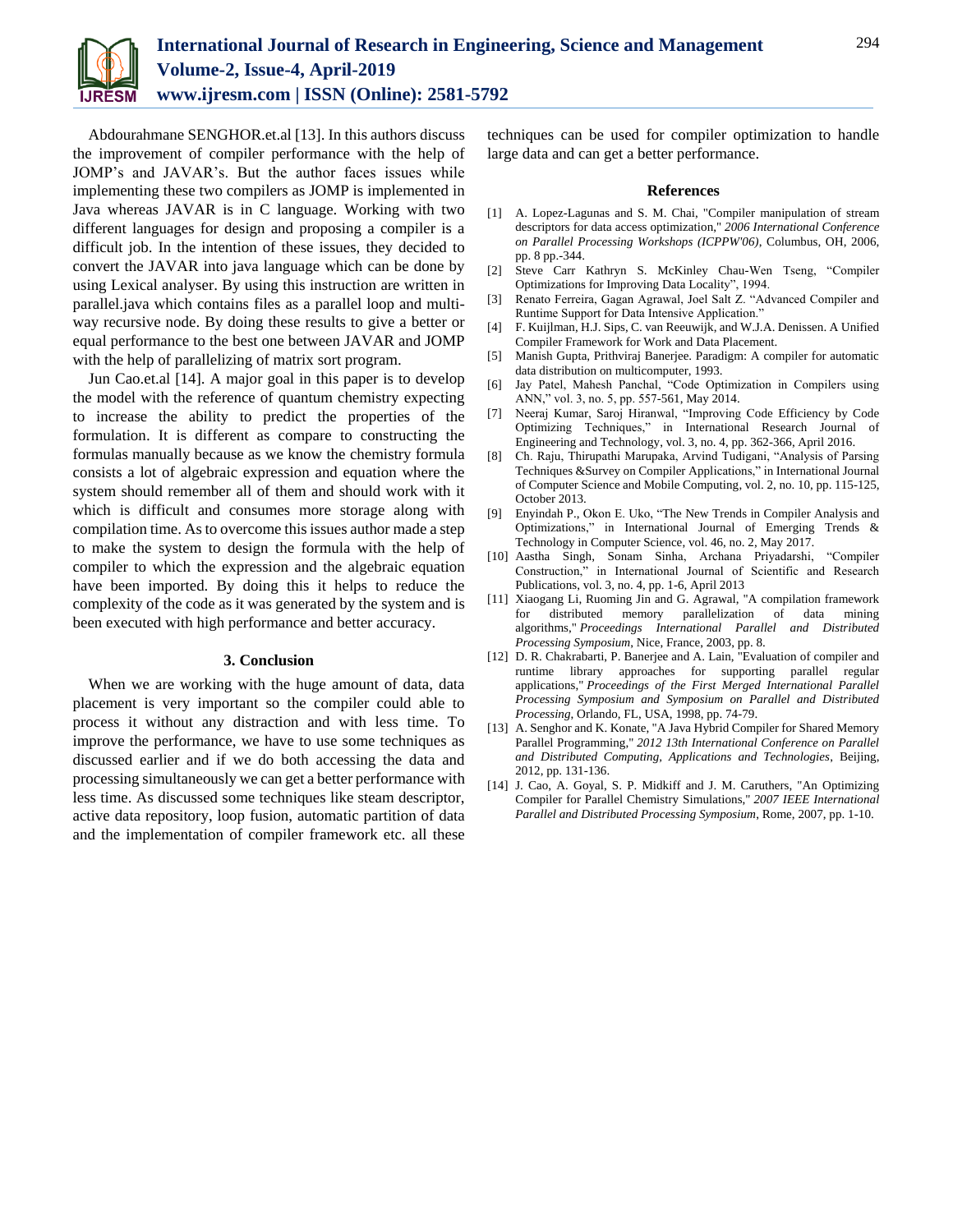Abdourahmane SENGHOR.et.al [13]. In this authors discuss the improvement of compiler performance with the help of JOMP's and JAVAR's. But the author faces issues while implementing these two compilers as JOMP is implemented in Java whereas JAVAR is in C language. Working with two different languages for design and proposing a compiler is a difficult job. In the intention of these issues, they decided to convert the JAVAR into java language which can be done by using Lexical analyser. By using this instruction are written in parallel.java which contains files as a parallel loop and multi-way recursive node. By doing these results to give a better or equal performance to the best one between JAVAR and JOMP with the help of parallelizing of matrix sort program.

Jun Cao.et.al [14]. A major goal in this paper is to develop the model with the reference of quantum chemistry expecting to increase the ability to predict the properties of the formulation. It is different as compare to constructing the formulas manually because as we know the chemistry formula consists a lot of algebraic expression and equation where the system should remember all of them and should work with it which is difficult and consumes more storage along with compilation time. As to overcome this issues author made a step to make the system to design the formula with the help of compiler to which the expression and the algebraic equation have been imported. By doing this it helps to reduce the complexity of the code as it was generated by the system and is been executed with high performance and better accuracy.

## 3. Conclusion

When we are working with the huge amount of data, data placement is very important so the compiler could able to process it without any distraction and with less time. To improve the performance, we have to use some techniques as discussed earlier and if we do both accessing the data and processing simultaneously we can get a better performance with less time. As discussed some techniques like steam descriptor, active data repository, loop fusion, automatic partition of data and the implementation of compiler framework etc. all these techniques can be used for compiler optimization to handle large data and can get a better performance.

## References

[1] A. Lopez-Lagunas and S. M. Chai, "Compiler manipulation of stream descriptors for data access optimization," *2006 International Conference on Parallel Processing Workshops (ICPPW'06)*, Columbus, OH, 2006, pp. 8 pp.-344.

[2] Steve Carr Kathryn S. McKinley Chau-Wen Tseng, "Compiler Optimizations for Improving Data Locality", 1994.

[3] Renato Ferreira, Gagan Agrawal, Joel Salt Z. "Advanced Compiler and Runtime Support for Data Intensive Application."

[4] F. Kuijlman, H.J. Sips, C. van Reeuwijk, and W.J.A. Denissen. A Unified Compiler Framework for Work and Data Placement.

[5] Manish Gupta, Prithviraj Banerjee. Paradigm: A compiler for automatic data distribution on multicomputer, 1993.

[6] Jay Patel, Mahesh Panchal, "Code Optimization in Compilers using ANN," vol. 3, no. 5, pp. 557-561, May 2014.

[7] Neeraj Kumar, Saroj Hiranwal, "Improving Code Efficiency by Code Optimizing Techniques," in International Research Journal of Engineering and Technology, vol. 3, no. 4, pp. 362-366, April 2016.

[8] Ch. Raju, Thirupathi Marupaka, Arvind Tudigani, "Analysis of Parsing Techniques &Survey on Compiler Applications," in International Journal of Computer Science and Mobile Computing, vol. 2, no. 10, pp. 115-125, October 2013.

[9] Enyindah P., Okon E. Uko, "The New Trends in Compiler Analysis and Optimizations," in International Journal of Emerging Trends & Technology in Computer Science, vol. 46, no. 2, May 2017.

[10] Aastha Singh, Sonam Sinha, Archana Priyadarshi, "Compiler Construction," in International Journal of Scientific and Research Publications, vol. 3, no. 4, pp. 1-6, April 2013

[11] Xiaogang Li, Ruoming Jin and G. Agrawal, "A compilation framework for distributed memory parallelization of data mining algorithms," *Proceedings International Parallel and Distributed Processing Symposium*, Nice, France, 2003, pp. 8.

[12] D. R. Chakrabarti, P. Banerjee and A. Lain, "Evaluation of compiler and runtime library approaches for supporting parallel regular applications," *Proceedings of the First Merged International Parallel Processing Symposium and Symposium on Parallel and Distributed Processing*, Orlando, FL, USA, 1998, pp. 74-79.

[13] A. Senghor and K. Konate, "A Java Hybrid Compiler for Shared Memory Parallel Programming," *2012 13th International Conference on Parallel and Distributed Computing, Applications and Technologies*, Beijing, 2012, pp. 131-136.

[14] J. Cao, A. Goyal, S. P. Midkiff and J. M. Caruthers, "An Optimizing Compiler for Parallel Chemistry Simulations," *2007 IEEE International Parallel and Distributed Processing Symposium*, Rome, 2007, pp. 1-10.